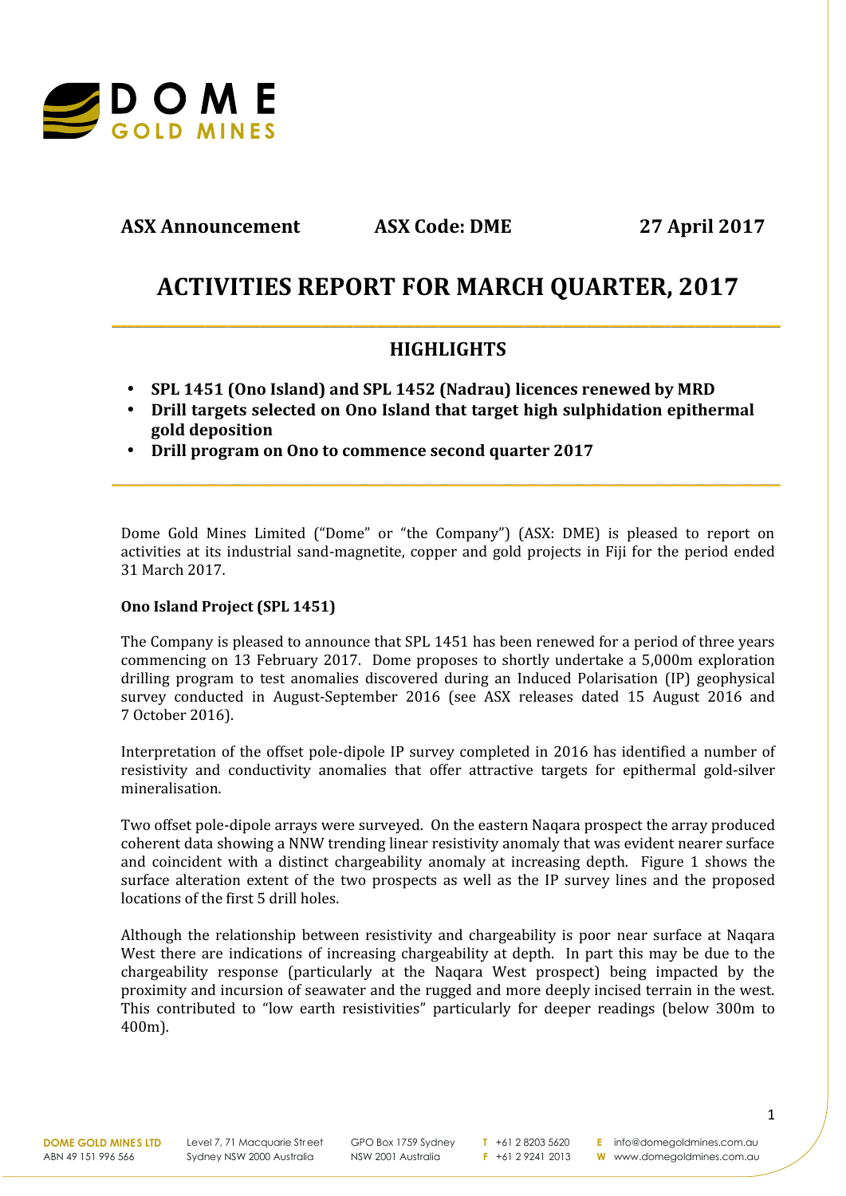**ASX Announcement** **ASX Code: DME** **27 April 2017**

# ACTIVITIES REPORT FOR MARCH QUARTER, 2017

## HIGHLIGHTS

- **SPL 1451 (Ono Island) and SPL 1452 (Nadrau) licences renewed by MRD**
- **Drill targets selected on Ono Island that target high sulphidation epithermal gold deposition**
- **Drill program on Ono to commence second quarter 2017**

Dome Gold Mines Limited ("Dome" or "the Company") (ASX: DME) is pleased to report on activities at its industrial sand-magnetite, copper and gold projects in Fiji for the period ended 31 March 2017.

### Ono Island Project (SPL 1451)

The Company is pleased to announce that SPL 1451 has been renewed for a period of three years commencing on 13 February 2017. Dome proposes to shortly undertake a 5,000m exploration drilling program to test anomalies discovered during an Induced Polarisation (IP) geophysical survey conducted in August-September 2016 (see ASX releases dated 15 August 2016 and 7 October 2016).

Interpretation of the offset pole-dipole IP survey completed in 2016 has identified a number of resistivity and conductivity anomalies that offer attractive targets for epithermal gold-silver mineralisation.

Two offset pole-dipole arrays were surveyed. On the eastern Naqara prospect the array produced coherent data showing a NNW trending linear resistivity anomaly that was evident nearer surface and coincident with a distinct chargeability anomaly at increasing depth. Figure 1 shows the surface alteration extent of the two prospects as well as the IP survey lines and the proposed locations of the first 5 drill holes.

Although the relationship between resistivity and chargeability is poor near surface at Naqara West there are indications of increasing chargeability at depth. In part this may be due to the chargeability response (particularly at the Naqara West prospect) being impacted by the proximity and incursion of seawater and the rugged and more deeply incised terrain in the west. This contributed to "low earth resistivities" particularly for deeper readings (below 300m to 400m).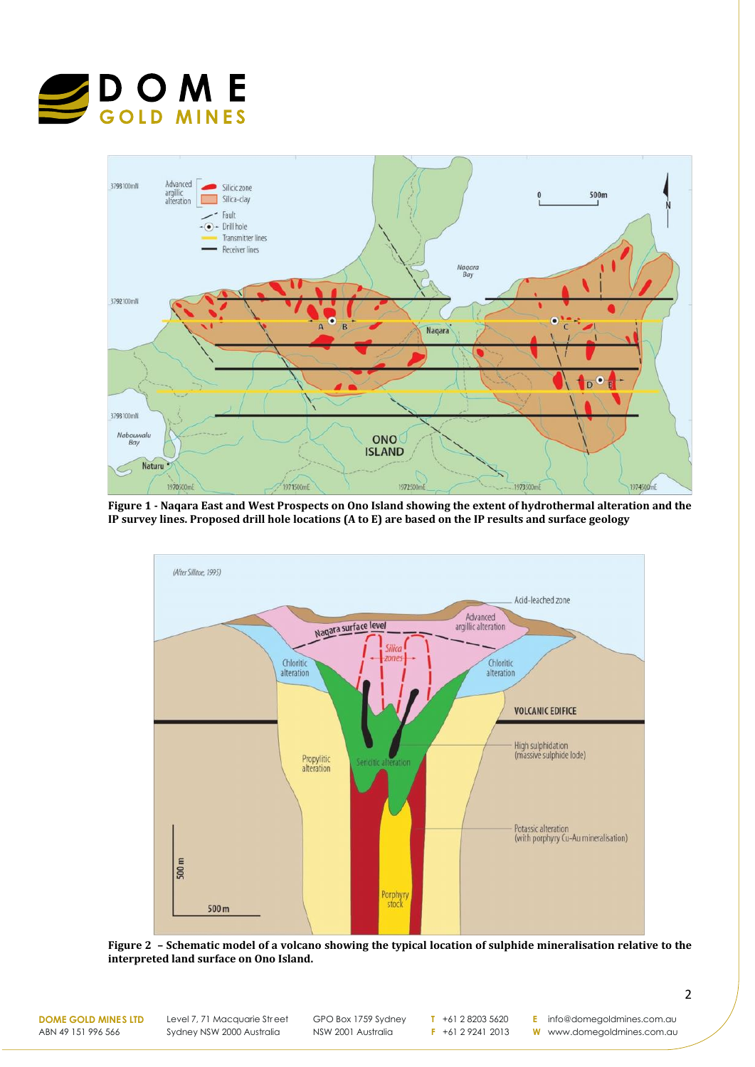Figure 1 - Naqara East and West Prospects on Ono Island showing the extent of hydrothermal alteration and the IP survey lines. Proposed drill hole locations (A to E) are based on the IP results and surface geology

Figure 2 – Schematic model of a volcano showing the typical location of sulphide mineralisation relative to the interpreted land surface on Ono Island.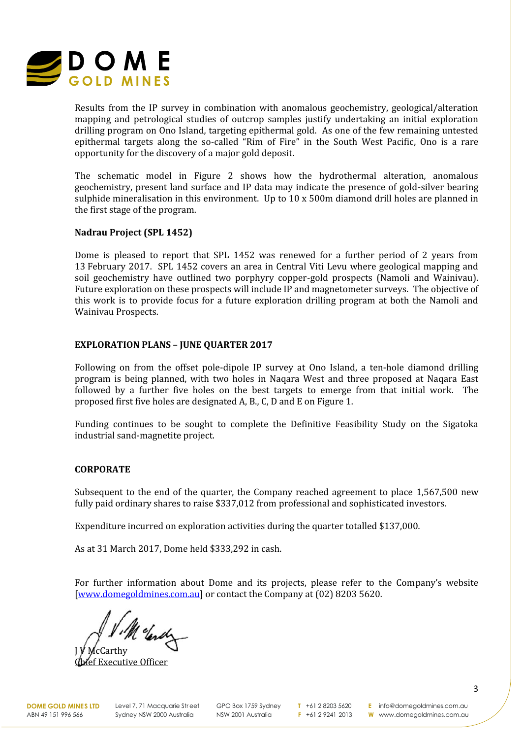Results from the IP survey in combination with anomalous geochemistry, geological/alteration mapping and petrological studies of outcrop samples justify undertaking an initial exploration drilling program on Ono Island, targeting epithermal gold. As one of the few remaining untested epithermal targets along the so-called "Rim of Fire" in the South West Pacific, Ono is a rare opportunity for the discovery of a major gold deposit.

The schematic model in Figure 2 shows how the hydrothermal alteration, anomalous geochemistry, present land surface and IP data may indicate the presence of gold-silver bearing sulphide mineralisation in this environment. Up to 10 x 500m diamond drill holes are planned in the first stage of the program.

**Nadrau Project (SPL 1452)**

Dome is pleased to report that SPL 1452 was renewed for a further period of 2 years from 13 February 2017. SPL 1452 covers an area in Central Viti Levu where geological mapping and soil geochemistry have outlined two porphyry copper-gold prospects (Namoli and Wainivau). Future exploration on these prospects will include IP and magnetometer surveys. The objective of this work is to provide focus for a future exploration drilling program at both the Namoli and Wainivau Prospects.

**EXPLORATION PLANS – JUNE QUARTER 2017**

Following on from the offset pole-dipole IP survey at Ono Island, a ten-hole diamond drilling program is being planned, with two holes in Naqara West and three proposed at Naqara East followed by a further five holes on the best targets to emerge from that initial work. The proposed first five holes are designated A, B., C, D and E on Figure 1.

Funding continues to be sought to complete the Definitive Feasibility Study on the Sigatoka industrial sand-magnetite project.

**CORPORATE**

Subsequent to the end of the quarter, the Company reached agreement to place 1,567,500 new fully paid ordinary shares to raise $337,012 from professional and sophisticated investors.

Expenditure incurred on exploration activities during the quarter totalled $137,000.

As at 31 March 2017, Dome held $333,292 in cash.

For further information about Dome and its projects, please refer to the Company's website [www.domegoldmines.com.au] or contact the Company at (02) 8203 5620.

J V McCarthy
Chief Executive Officer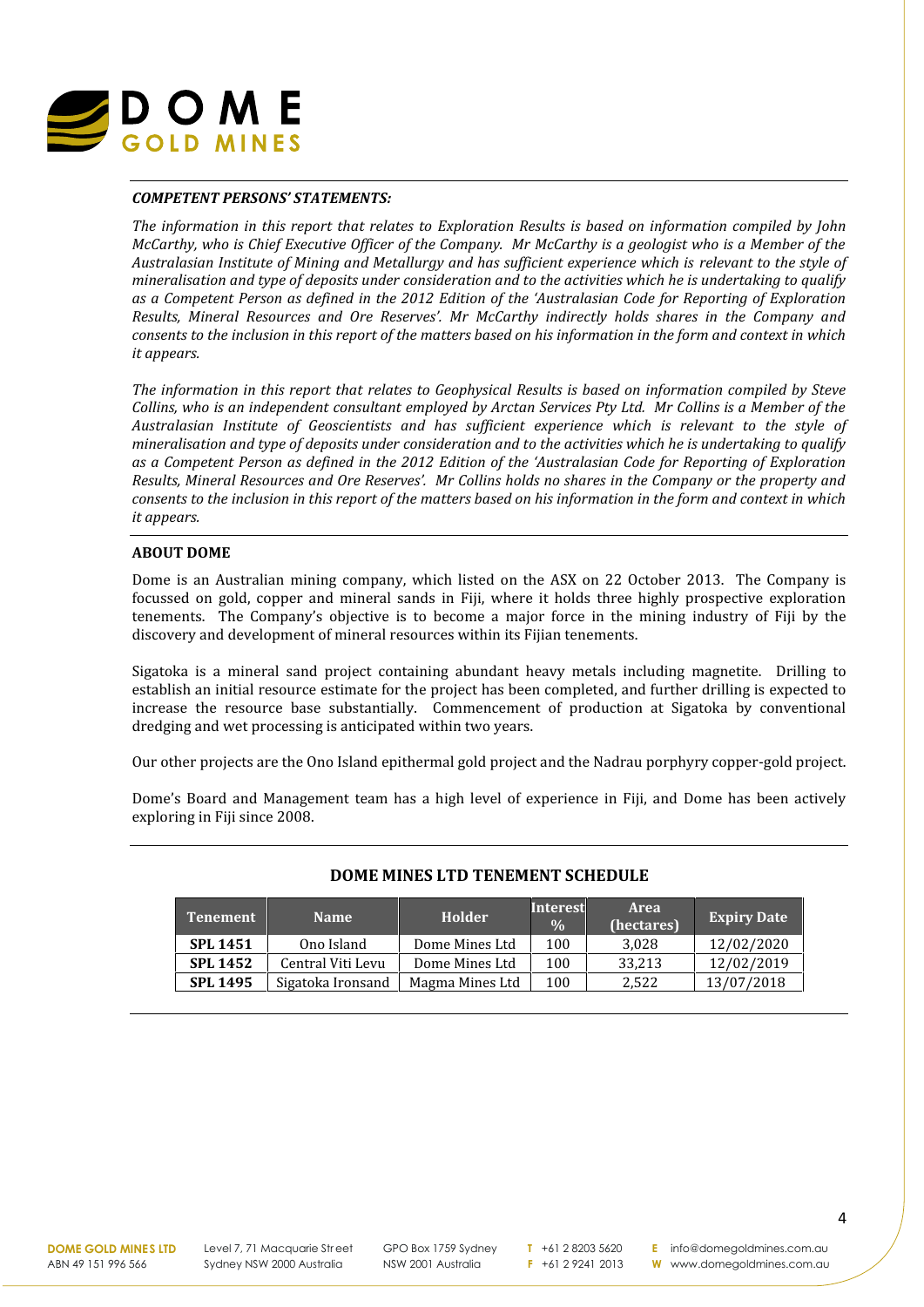### *COMPETENT PERSONS' STATEMENTS:*

*The information in this report that relates to Exploration Results is based on information compiled by John McCarthy, who is Chief Executive Officer of the Company. Mr McCarthy is a geologist who is a Member of the Australasian Institute of Mining and Metallurgy and has sufficient experience which is relevant to the style of mineralisation and type of deposits under consideration and to the activities which he is undertaking to qualify as a Competent Person as defined in the 2012 Edition of the 'Australasian Code for Reporting of Exploration Results, Mineral Resources and Ore Reserves'. Mr McCarthy indirectly holds shares in the Company and consents to the inclusion in this report of the matters based on his information in the form and context in which it appears.*

*The information in this report that relates to Geophysical Results is based on information compiled by Steve Collins, who is an independent consultant employed by Arctan Services Pty Ltd. Mr Collins is a Member of the Australasian Institute of Geoscientists and has sufficient experience which is relevant to the style of mineralisation and type of deposits under consideration and to the activities which he is undertaking to qualify as a Competent Person as defined in the 2012 Edition of the 'Australasian Code for Reporting of Exploration Results, Mineral Resources and Ore Reserves'. Mr Collins holds no shares in the Company or the property and consents to the inclusion in this report of the matters based on his information in the form and context in which it appears.*

### ABOUT DOME

Dome is an Australian mining company, which listed on the ASX on 22 October 2013. The Company is focussed on gold, copper and mineral sands in Fiji, where it holds three highly prospective exploration tenements. The Company's objective is to become a major force in the mining industry of Fiji by the discovery and development of mineral resources within its Fijian tenements.

Sigatoka is a mineral sand project containing abundant heavy metals including magnetite. Drilling to establish an initial resource estimate for the project has been completed, and further drilling is expected to increase the resource base substantially. Commencement of production at Sigatoka by conventional dredging and wet processing is anticipated within two years.

Our other projects are the Ono Island epithermal gold project and the Nadrau porphyry copper-gold project.

Dome's Board and Management team has a high level of experience in Fiji, and Dome has been actively exploring in Fiji since 2008.

### DOME MINES LTD TENEMENT SCHEDULE

| Tenement | Name | Holder | Interest % | Area (hectares) | Expiry Date |
|---|---|---|---|---|---|
| **SPL 1451** | Ono Island | Dome Mines Ltd | 100 | 3,028 | 12/02/2020 |
| **SPL 1452** | Central Viti Levu | Dome Mines Ltd | 100 | 33,213 | 12/02/2019 |
| **SPL 1495** | Sigatoka Ironsand | Magma Mines Ltd | 100 | 2,522 | 13/07/2018 |